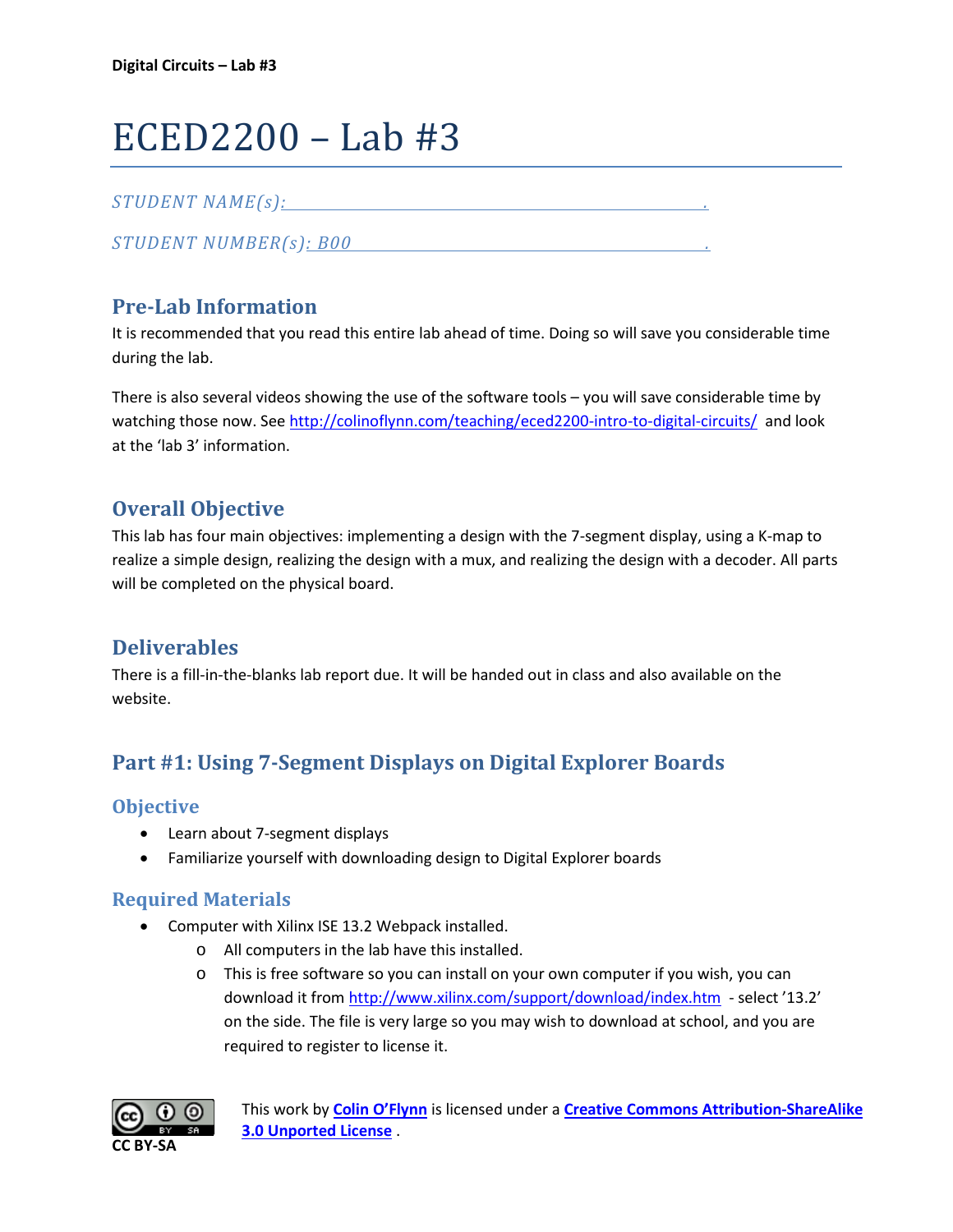# ECED2200 – Lab #3

*STUDENT NAME(s):* ______________________________________________.

*STUDENT NUMBER(s): B00* ________________________________________.

## Pre-Lab Information

It is recommended that you read this entire lab ahead of time. Doing so will save you considerable time during the lab.

There is also several videos showing the use of the software tools – you will save considerable time by watching those now. See http://colinoflynn.com/teaching/eced2200-intro-to-digital-circuits/ and look at the 'lab 3' information.

## Overall Objective

This lab has four main objectives: implementing a design with the 7-segment display, using a K-map to realize a simple design, realizing the design with a mux, and realizing the design with a decoder. All parts will be completed on the physical board.

## Deliverables

There is a fill-in-the-blanks lab report due. It will be handed out in class and also available on the website.

## Part #1: Using 7-Segment Displays on Digital Explorer Boards

### Objective

- Learn about 7-segment displays
- Familiarize yourself with downloading design to Digital Explorer boards

### Required Materials

- Computer with Xilinx ISE 13.2 Webpack installed.
  - All computers in the lab have this installed.
  - This is free software so you can install on your own computer if you wish, you can download it from http://www.xilinx.com/support/download/index.htm - select '13.2' on the side. The file is very large so you may wish to download at school, and you are required to register to license it.

CC BY-SA

This work by **Colin O'Flynn** is licensed under a **Creative Commons Attribution-ShareAlike 3.0 Unported License**.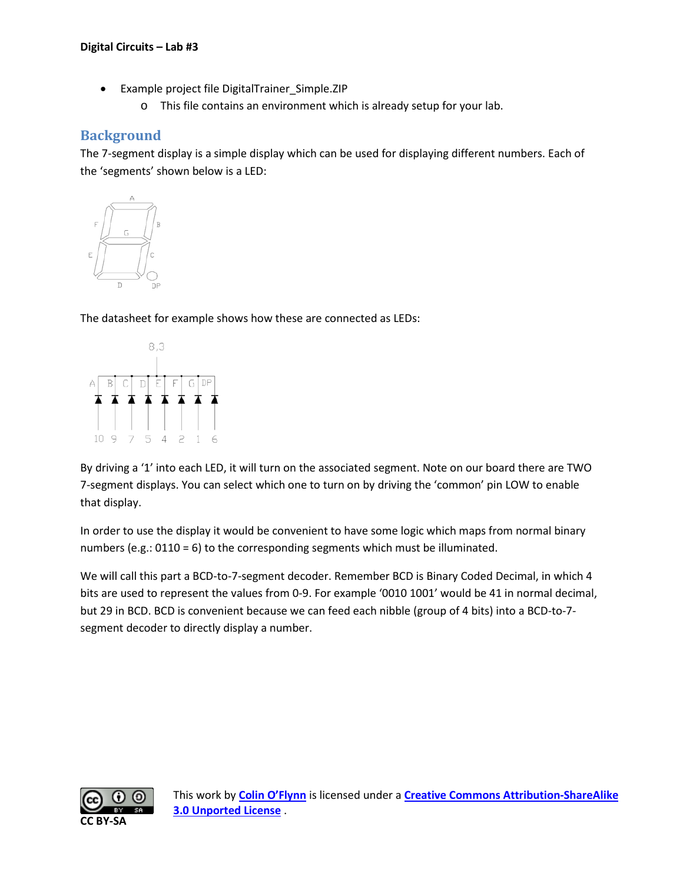- Example project file DigitalTrainer_Simple.ZIP
    - This file contains an environment which is already setup for your lab.

## Background

The 7-segment display is a simple display which can be used for displaying different numbers. Each of the 'segments' shown below is a LED:

The datasheet for example shows how these are connected as LEDs:

By driving a '1' into each LED, it will turn on the associated segment. Note on our board there are TWO 7-segment displays. You can select which one to turn on by driving the 'common' pin LOW to enable that display.

In order to use the display it would be convenient to have some logic which maps from normal binary numbers (e.g.: 0110 = 6) to the corresponding segments which must be illuminated.

We will call this part a BCD-to-7-segment decoder. Remember BCD is Binary Coded Decimal, in which 4 bits are used to represent the values from 0-9. For example '0010 1001' would be 41 in normal decimal, but 29 in BCD. BCD is convenient because we can feed each nibble (group of 4 bits) into a BCD-to-7-segment decoder to directly display a number.

CC BY-SA

This work by **Colin O'Flynn** is licensed under a **Creative Commons Attribution-ShareAlike 3.0 Unported License** .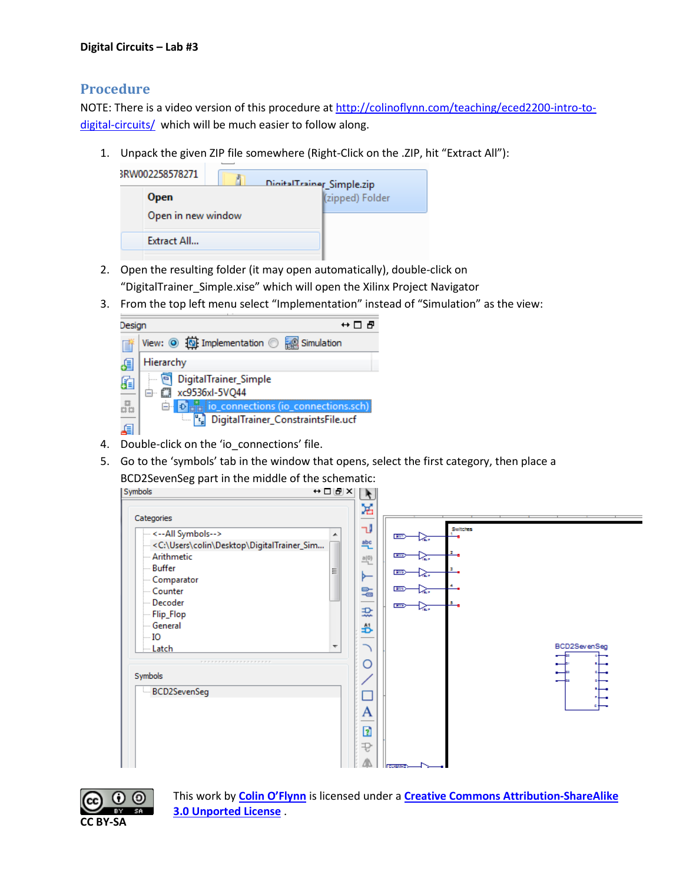## Procedure

NOTE: There is a video version of this procedure at [http://colinoflynn.com/teaching/eced2200-intro-to-digital-circuits/](http://colinoflynn.com/teaching/eced2200-intro-to-digital-circuits/) which will be much easier to follow along.

1. Unpack the given ZIP file somewhere (Right-Click on the .ZIP, hit "Extract All"):
2. Open the resulting folder (it may open automatically), double-click on "DigitalTrainer_Simple.xise" which will open the Xilinx Project Navigator
3. From the top left menu select "Implementation" instead of "Simulation" as the view:
4. Double-click on the 'io_connections' file.
5. Go to the 'symbols' tab in the window that opens, select the first category, then place a BCD2SevenSeg part in the middle of the schematic:

This work by Colin O'Flynn is licensed under a Creative Commons Attribution-ShareAlike 3.0 Unported License .

CC BY-SA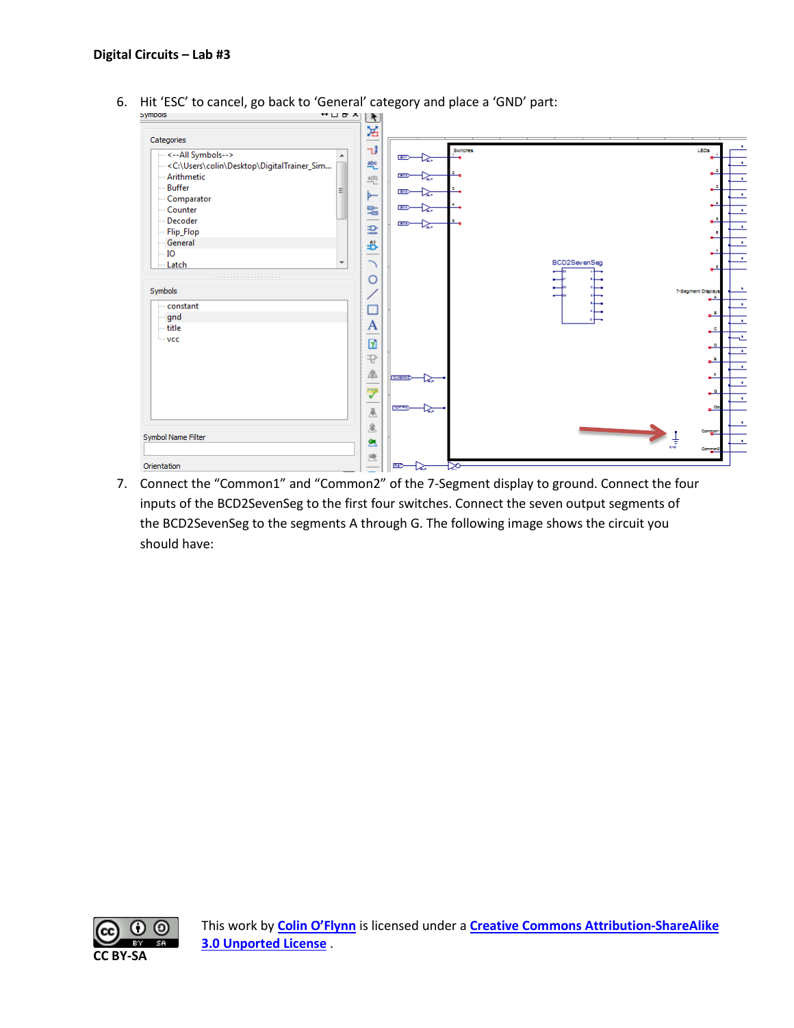6. Hit 'ESC' to cancel, go back to 'General' category and place a 'GND' part:

7. Connect the "Common1" and "Common2" of the 7-Segment display to ground. Connect the four inputs of the BCD2SevenSeg to the first four switches. Connect the seven output segments of the BCD2SevenSeg to the segments A through G. The following image shows the circuit you should have:

This work by [Colin O'Flynn](#) is licensed under a [Creative Commons Attribution-ShareAlike 3.0 Unported License](#) .

CC BY-SA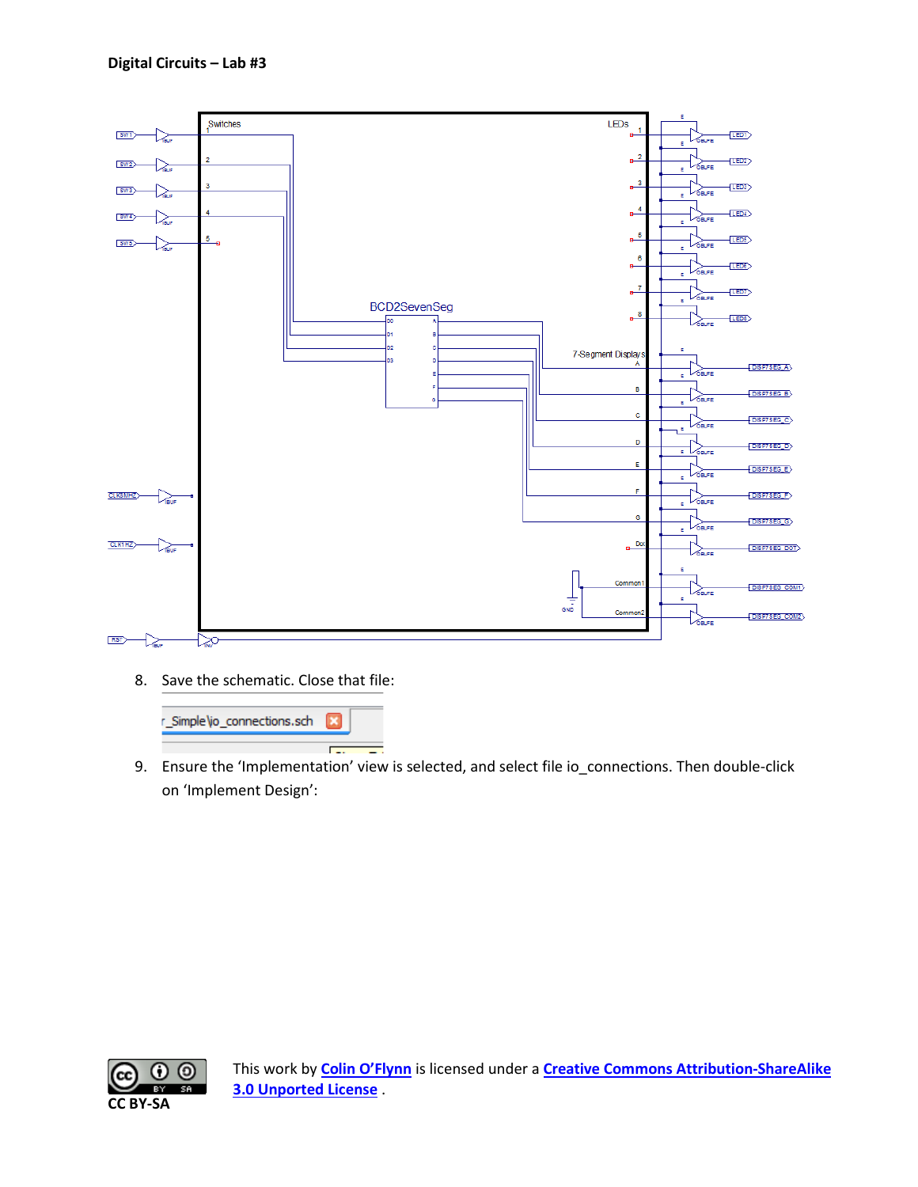8. Save the schematic. Close that file:

9. Ensure the 'Implementation' view is selected, and select file io_connections. Then double-click on 'Implement Design':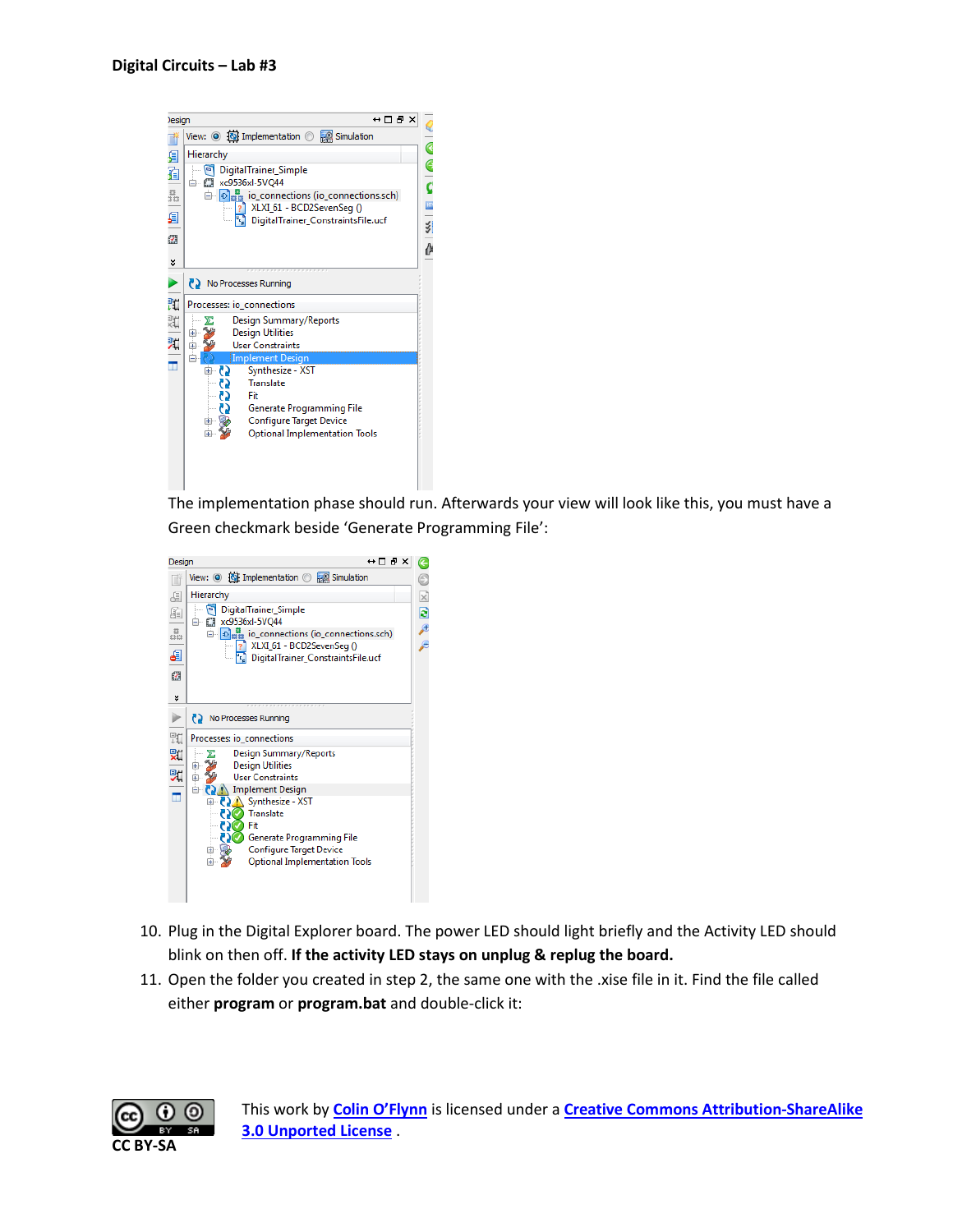The implementation phase should run. Afterwards your view will look like this, you must have a Green checkmark beside 'Generate Programming File':

10. Plug in the Digital Explorer board. The power LED should light briefly and the Activity LED should blink on then off. **If the activity LED stays on unplug & replug the board.**
11. Open the folder you created in step 2, the same one with the .xise file in it. Find the file called either **program** or **program.bat** and double-click it:

CC BY-SA

This work by [Colin O'Flynn](#) is licensed under a [Creative Commons Attribution-ShareAlike 3.0 Unported License](#) .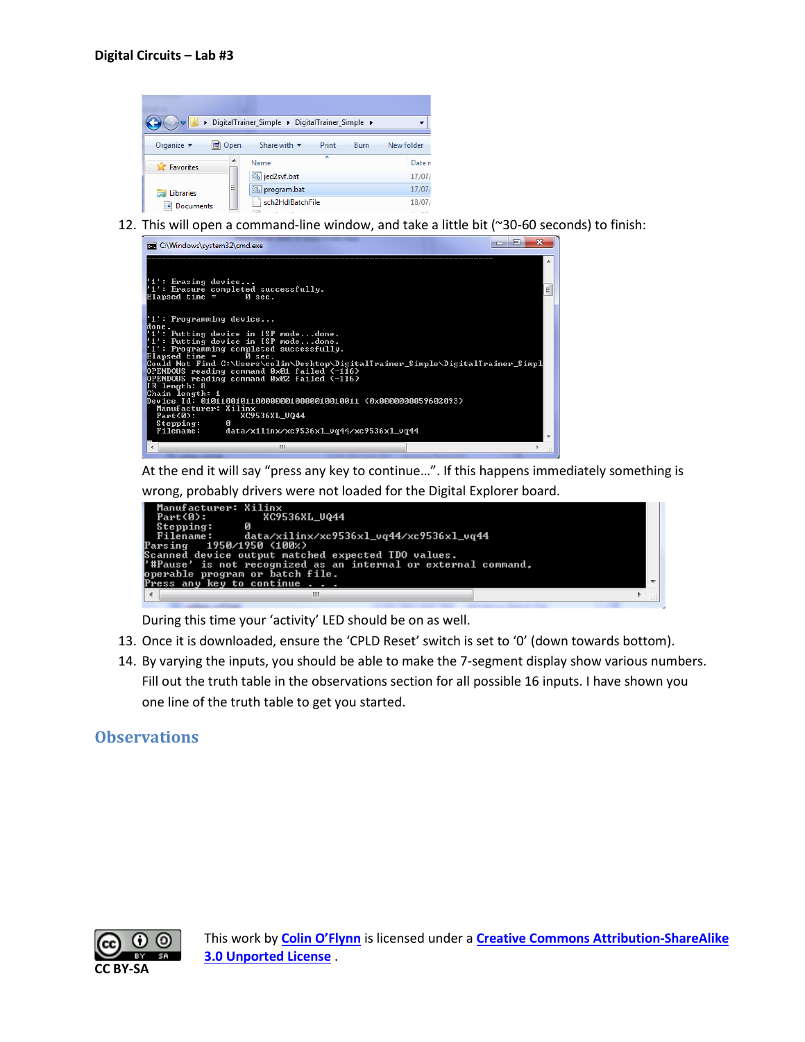12. This will open a command-line window, and take a little bit (~30-60 seconds) to finish:

    At the end it will say "press any key to continue…". If this happens immediately something is wrong, probably drivers were not loaded for the Digital Explorer board.

    During this time your 'activity' LED should be on as well.

13. Once it is downloaded, ensure the 'CPLD Reset' switch is set to '0' (down towards bottom).
14. By varying the inputs, you should be able to make the 7-segment display show various numbers. Fill out the truth table in the observations section for all possible 16 inputs. I have shown you one line of the truth table to get you started.

## Observations

This work by Colin O'Flynn is licensed under a Creative Commons Attribution-ShareAlike 3.0 Unported License.

CC BY-SA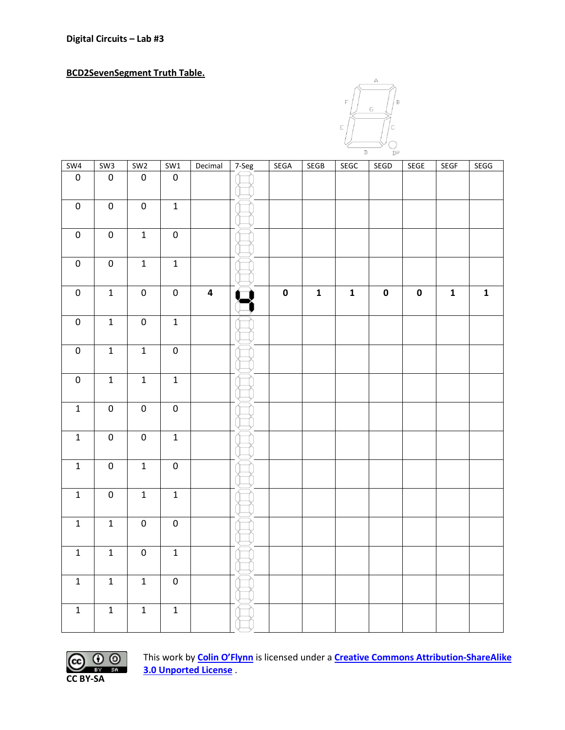**Digital Circuits – Lab #3**

**BCD2SevenSegment Truth Table.**

| SW4 | SW3 | SW2 | SW1 | Decimal | 7-Seg | SEGA | SEGB | SEGC | SEGD | SEGE | SEGF | SEGG |
|---|---|---|---|---|---|---|---|---|---|---|---|---|
| 0 | 0 | 0 | 0 | | | | | | | | | |
| 0 | 0 | 0 | 1 | | | | | | | | | |
| 0 | 0 | 1 | 0 | | | | | | | | | |
| 0 | 0 | 1 | 1 | | | | | | | | | |
| 0 | 1 | 0 | 0 | **4** | | **0** | **1** | **1** | **0** | **0** | **1** | **1** |
| 0 | 1 | 0 | 1 | | | | | | | | | |
| 0 | 1 | 1 | 0 | | | | | | | | | |
| 0 | 1 | 1 | 1 | | | | | | | | | |
| 1 | 0 | 0 | 0 | | | | | | | | | |
| 1 | 0 | 0 | 1 | | | | | | | | | |
| 1 | 0 | 1 | 0 | | | | | | | | | |
| 1 | 0 | 1 | 1 | | | | | | | | | |
| 1 | 1 | 0 | 0 | | | | | | | | | |
| 1 | 1 | 0 | 1 | | | | | | | | | |
| 1 | 1 | 1 | 0 | | | | | | | | | |
| 1 | 1 | 1 | 1 | | | | | | | | | |

CC BY-SA

This work by **Colin O'Flynn** is licensed under a **Creative Commons Attribution-ShareAlike 3.0 Unported License** .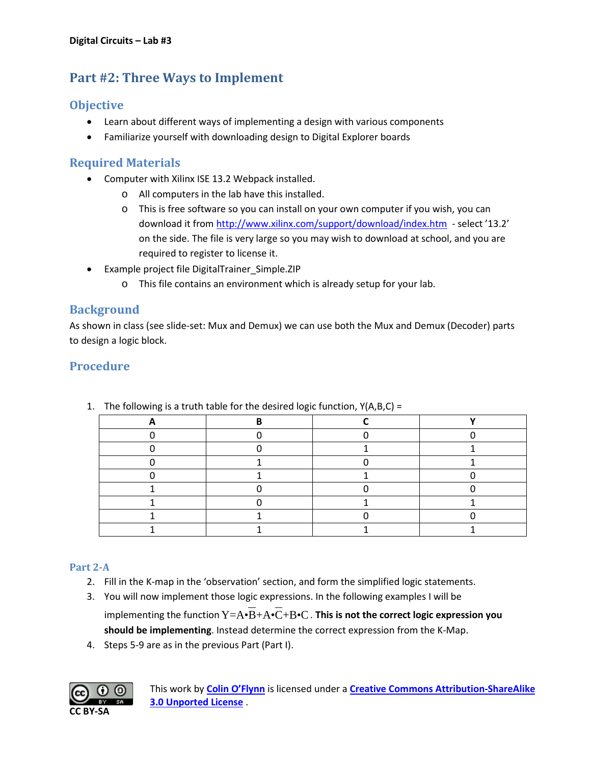## Part #2: Three Ways to Implement

### Objective

- Learn about different ways of implementing a design with various components
- Familiarize yourself with downloading design to Digital Explorer boards

### Required Materials

- Computer with Xilinx ISE 13.2 Webpack installed.
  - All computers in the lab have this installed.
  - This is free software so you can install on your own computer if you wish, you can download it from http://www.xilinx.com/support/download/index.htm - select '13.2' on the side. The file is very large so you may wish to download at school, and you are required to register to license it.
- Example project file DigitalTrainer_Simple.ZIP
  - This file contains an environment which is already setup for your lab.

### Background

As shown in class (see slide-set: Mux and Demux) we can use both the Mux and Demux (Decoder) parts to design a logic block.

### Procedure

1. The following is a truth table for the desired logic function, Y(A,B,C) =

| A | B | C | Y |
|---|---|---|---|
| 0 | 0 | 0 | 0 |
| 0 | 0 | 1 | 1 |
| 0 | 1 | 0 | 1 |
| 0 | 1 | 1 | 0 |
| 1 | 0 | 0 | 0 |
| 1 | 0 | 1 | 1 |
| 1 | 1 | 0 | 0 |
| 1 | 1 | 1 | 1 |

#### Part 2-A

2. Fill in the K-map in the 'observation' section, and form the simplified logic statements.
3. You will now implement those logic expressions. In the following examples I will be implementing the function $Y = A \bullet \overline{B} + A \bullet \overline{C} + B \bullet C$. **This is not the correct logic expression you should be implementing**. Instead determine the correct expression from the K-Map.
4. Steps 5-9 are as in the previous Part (Part I).

This work by Colin O'Flynn is licensed under a Creative Commons Attribution-ShareAlike 3.0 Unported License .

CC BY-SA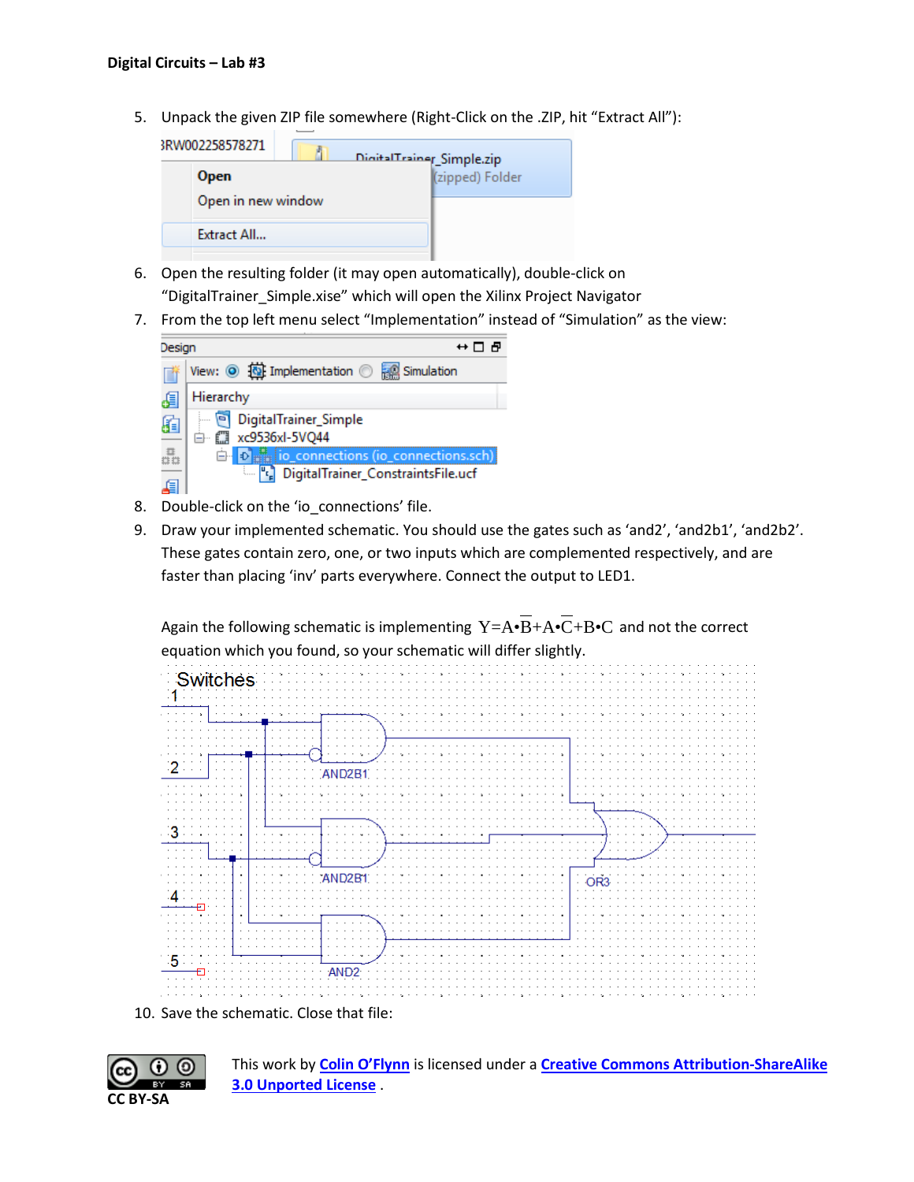5. Unpack the given ZIP file somewhere (Right-Click on the .ZIP, hit "Extract All"):

6. Open the resulting folder (it may open automatically), double-click on "DigitalTrainer_Simple.xise" which will open the Xilinx Project Navigator
7. From the top left menu select "Implementation" instead of "Simulation" as the view:

8. Double-click on the 'io_connections' file.
9. Draw your implemented schematic. You should use the gates such as 'and2', 'and2b1', 'and2b2'. These gates contain zero, one, or two inputs which are complemented respectively, and are faster than placing 'inv' parts everywhere. Connect the output to LED1.

   Again the following schematic is implementing $Y = A \bullet \overline{B} + A \bullet \overline{C} + B \bullet C$ and not the correct equation which you found, so your schematic will differ slightly.

10. Save the schematic. Close that file:

This work by Colin O'Flynn is licensed under a Creative Commons Attribution-ShareAlike 3.0 Unported License.

CC BY-SA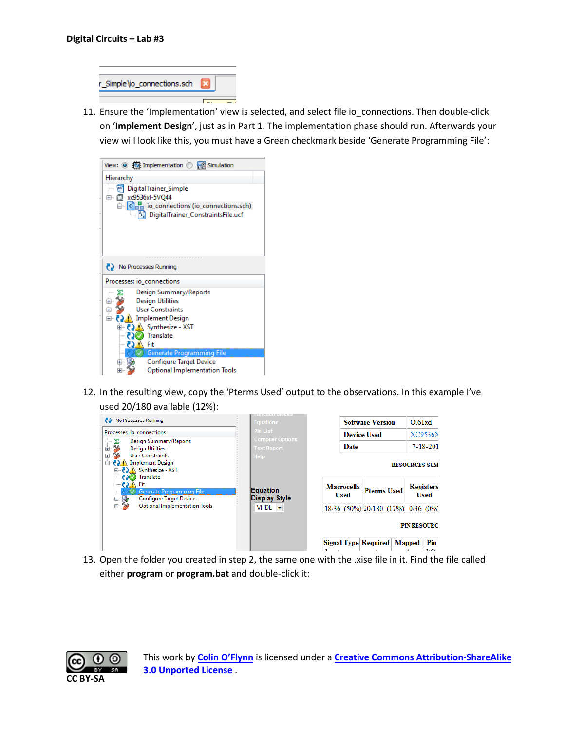11. Ensure the 'Implementation' view is selected, and select file io_connections. Then double-click on '**Implement Design**', just as in Part 1. The implementation phase should run. Afterwards your view will look like this, you must have a Green checkmark beside 'Generate Programming File':

12. In the resulting view, copy the 'Pterms Used' output to the observations. In this example I've used 20/180 available (12%):

13. Open the folder you created in step 2, the same one with the .xise file in it. Find the file called either **program** or **program.bat** and double-click it:

This work by Colin O'Flynn is licensed under a Creative Commons Attribution-ShareAlike 3.0 Unported License .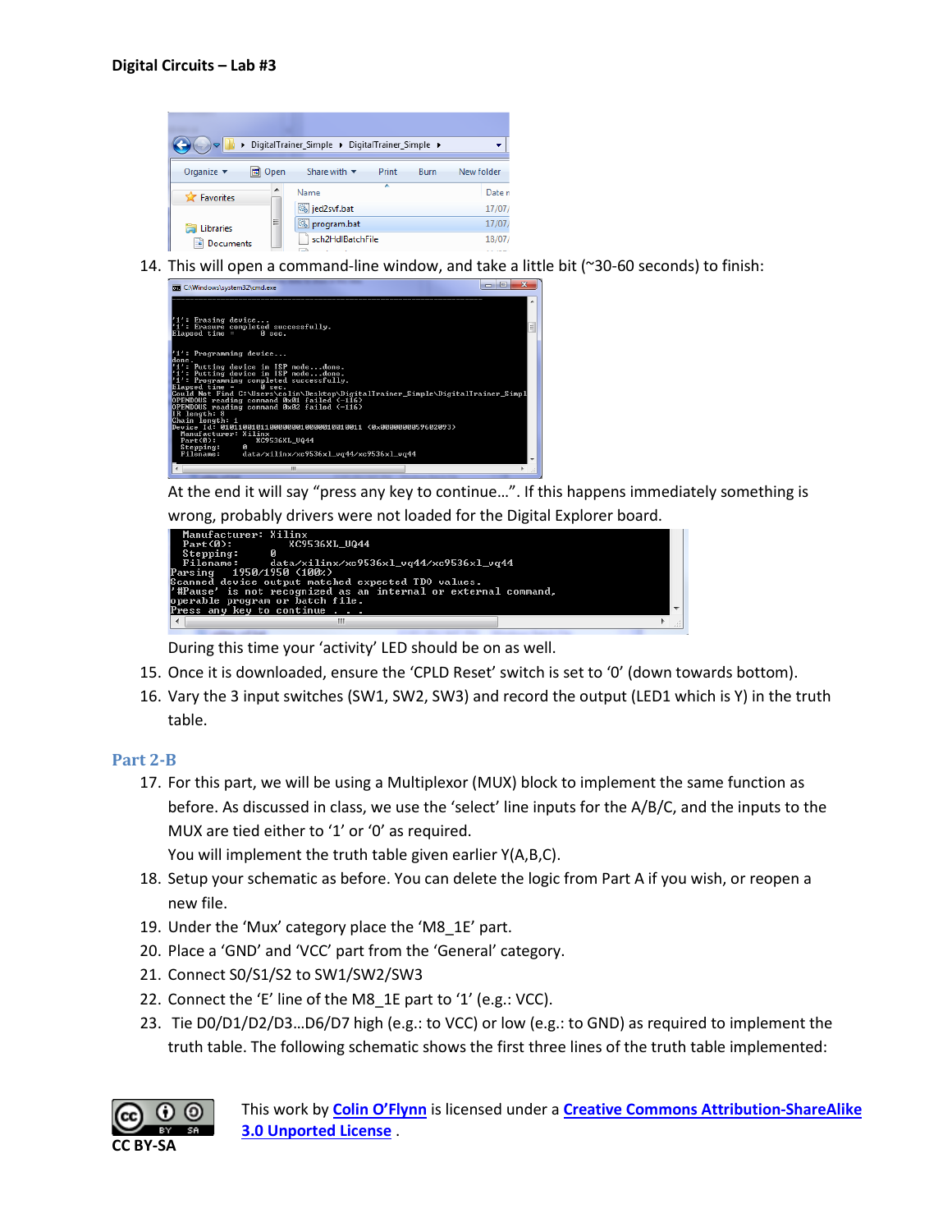14. This will open a command-line window, and take a little bit (~30-60 seconds) to finish:

At the end it will say “press any key to continue…”. If this happens immediately something is wrong, probably drivers were not loaded for the Digital Explorer board.

During this time your ‘activity’ LED should be on as well.

15. Once it is downloaded, ensure the ‘CPLD Reset’ switch is set to ‘0’ (down towards bottom).
16. Vary the 3 input switches (SW1, SW2, SW3) and record the output (LED1 which is Y) in the truth table.

## Part 2-B

17. For this part, we will be using a Multiplexor (MUX) block to implement the same function as before. As discussed in class, we use the ‘select’ line inputs for the A/B/C, and the inputs to the MUX are tied either to ‘1’ or ‘0’ as required.
    You will implement the truth table given earlier Y(A,B,C).
18. Setup your schematic as before. You can delete the logic from Part A if you wish, or reopen a new file.
19. Under the ‘Mux’ category place the ‘M8_1E’ part.
20. Place a ‘GND’ and ‘VCC’ part from the ‘General’ category.
21. Connect S0/S1/S2 to SW1/SW2/SW3
22. Connect the ‘E’ line of the M8_1E part to ‘1’ (e.g.: VCC).
23. Tie D0/D1/D2/D3…D6/D7 high (e.g.: to VCC) or low (e.g.: to GND) as required to implement the truth table. The following schematic shows the first three lines of the truth table implemented:

This work by Colin O’Flynn is licensed under a Creative Commons Attribution-ShareAlike 3.0 Unported License .

CC BY-SA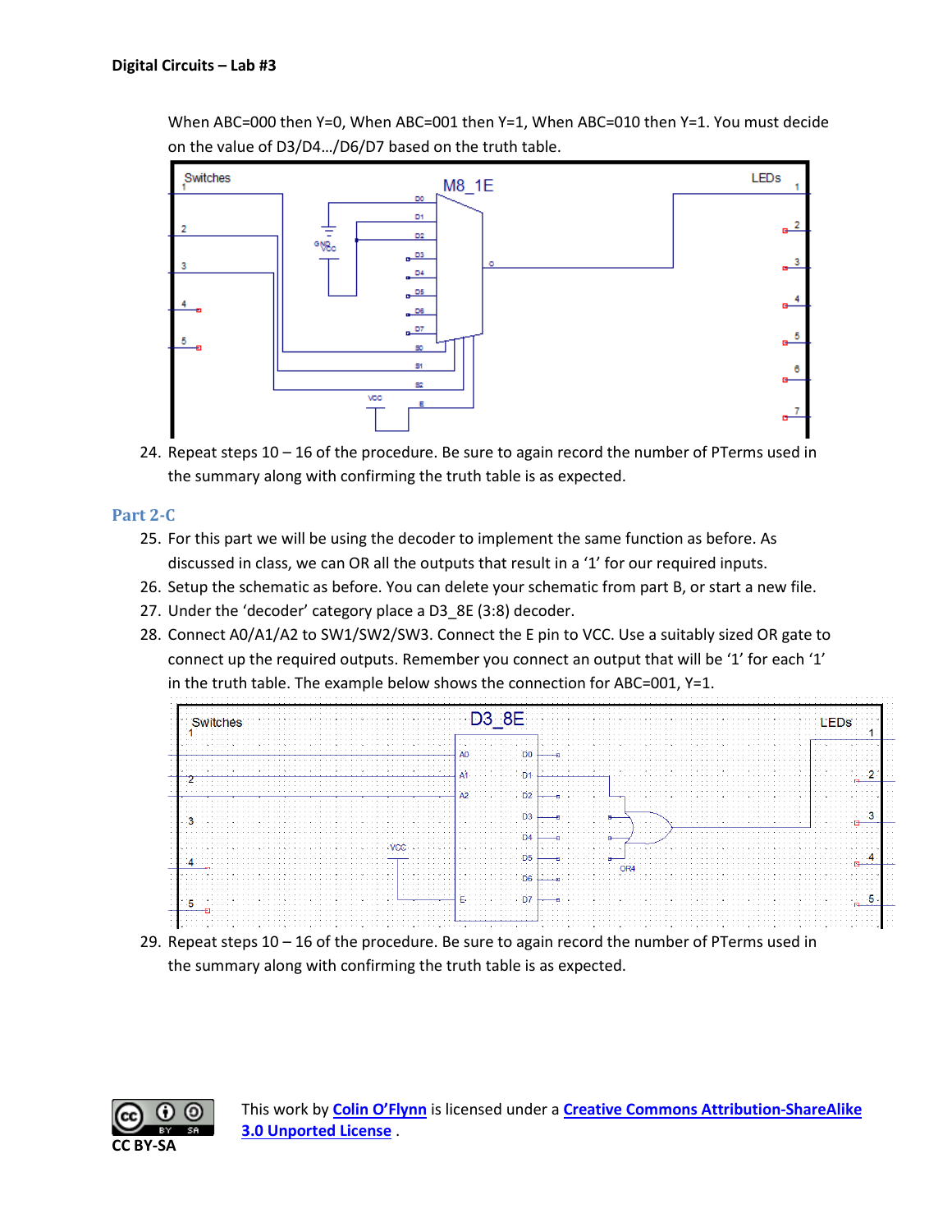When ABC=000 then Y=0, When ABC=001 then Y=1, When ABC=010 then Y=1. You must decide on the value of D3/D4…/D6/D7 based on the truth table.

24. Repeat steps 10 – 16 of the procedure. Be sure to again record the number of PTerms used in the summary along with confirming the truth table is as expected.

## Part 2-C

25. For this part we will be using the decoder to implement the same function as before. As discussed in class, we can OR all the outputs that result in a '1' for our required inputs.
26. Setup the schematic as before. You can delete your schematic from part B, or start a new file.
27. Under the 'decoder' category place a D3_8E (3:8) decoder.
28. Connect A0/A1/A2 to SW1/SW2/SW3. Connect the E pin to VCC. Use a suitably sized OR gate to connect up the required outputs. Remember you connect an output that will be '1' for each '1' in the truth table. The example below shows the connection for ABC=001, Y=1.

29. Repeat steps 10 – 16 of the procedure. Be sure to again record the number of PTerms used in the summary along with confirming the truth table is as expected.

This work by Colin O'Flynn is licensed under a Creative Commons Attribution-ShareAlike 3.0 Unported License .

CC BY-SA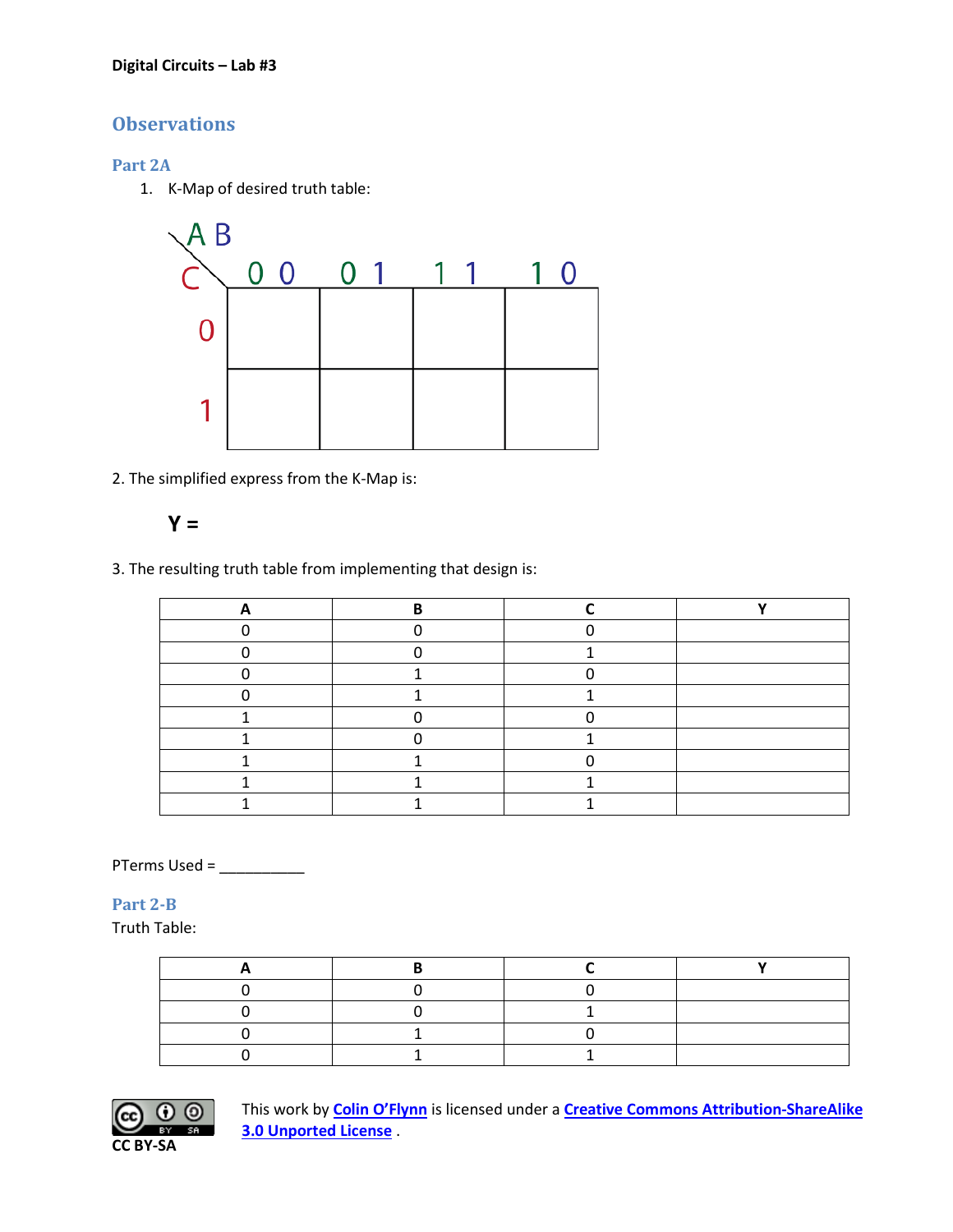**Digital Circuits – Lab #3**

# Observations

## Part 2A

1. K-Map of desired truth table:

| C \ AB | 0 0 | 0 1 | 1 1 | 1 0 |
|---|---|---|---|---|
| 0 | | | | |
| 1 | | | | |

2. The simplified express from the K-Map is:

**Y =**

3. The resulting truth table from implementing that design is:

| A | B | C | Y |
|---|---|---|---|
| 0 | 0 | 0 | |
| 0 | 0 | 1 | |
| 0 | 1 | 0 | |
| 0 | 1 | 1 | |
| 1 | 0 | 0 | |
| 1 | 0 | 1 | |
| 1 | 1 | 0 | |
| 1 | 1 | 1 | |
| 1 | 1 | 1 | |

PTerms Used = __________

## Part 2-B

Truth Table:

| A | B | C | Y |
|---|---|---|---|
| 0 | 0 | 0 | |
| 0 | 0 | 1 | |
| 0 | 1 | 0 | |
| 0 | 1 | 1 | |

CC BY-SA

This work by Colin O'Flynn is licensed under a Creative Commons Attribution-ShareAlike 3.0 Unported License .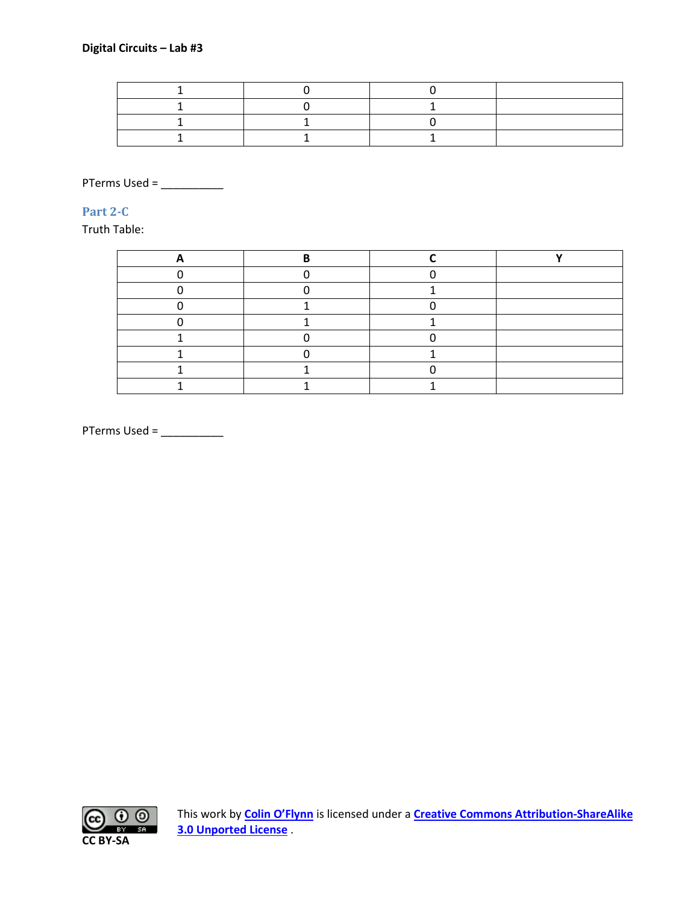| | | | |
|---|---|---|---|
| 1 | 0 | 0 | |
| 1 | 0 | 1 | |
| 1 | 1 | 0 | |
| 1 | 1 | 1 | |

PTerms Used = __________

## Part 2-C

Truth Table:

| A | B | C | Y |
|---|---|---|---|
| 0 | 0 | 0 | |
| 0 | 0 | 1 | |
| 0 | 1 | 0 | |
| 0 | 1 | 1 | |
| 1 | 0 | 0 | |
| 1 | 0 | 1 | |
| 1 | 1 | 0 | |
| 1 | 1 | 1 | |

PTerms Used = __________

**CC BY-SA**

This work by **Colin O'Flynn** is licensed under a **Creative Commons Attribution-ShareAlike 3.0 Unported License** .